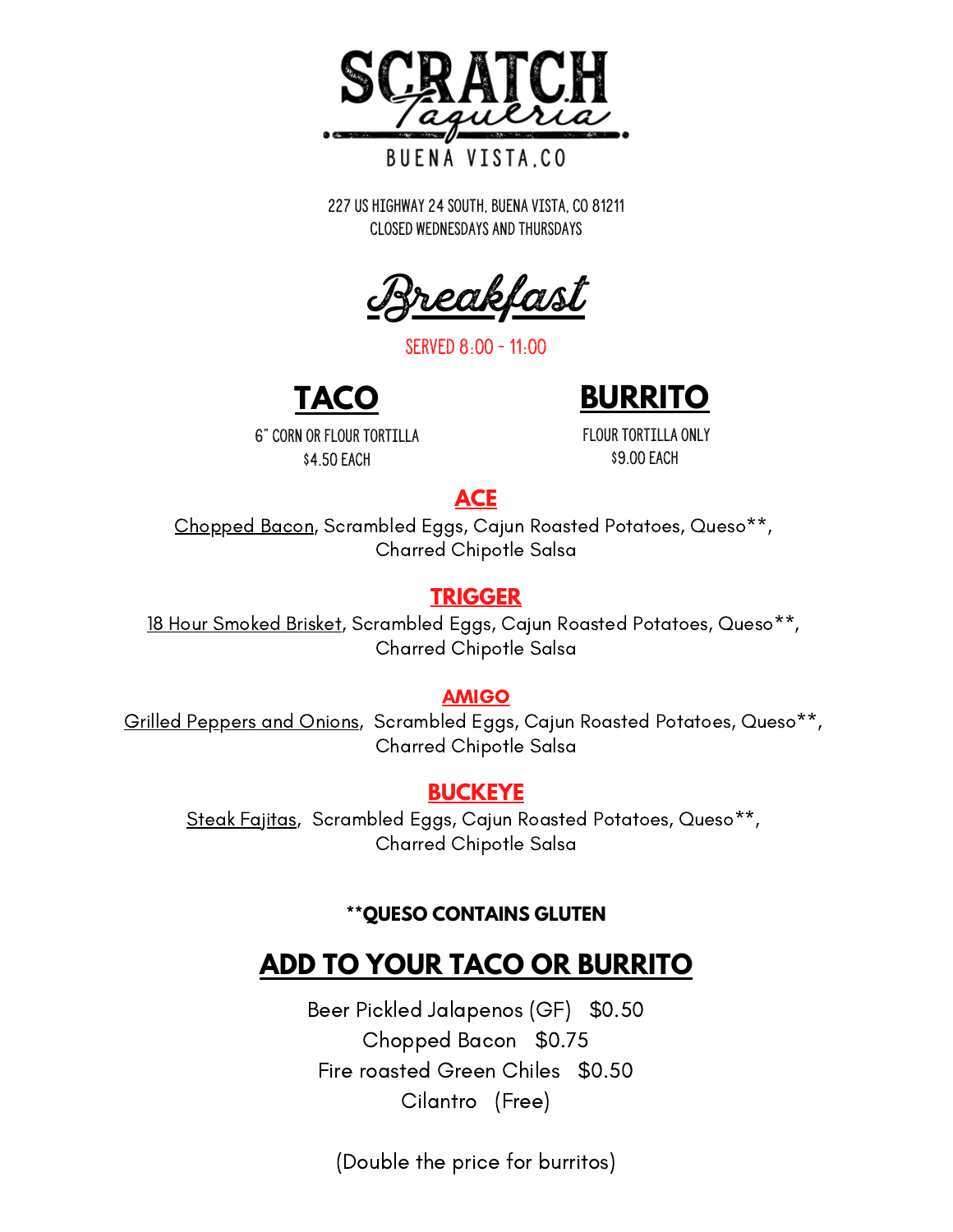# SCRATCH *Taqueria*

BUENA VISTA, CO

227 US HIGHWAY 24 SOUTH, BUENA VISTA, CO 81211
CLOSED WEDNESDAYS AND THURSDAYS

## *Breakfast*

SERVED 8:00 - 11:00

### TACO

6" CORN OR FLOUR TORTILLA
$4.50 EACH

### BURRITO

FLOUR TORTILLA ONLY
$9.00 EACH

### ACE

Chopped Bacon, Scrambled Eggs, Cajun Roasted Potatoes, Queso**, Charred Chipotle Salsa

### TRIGGER

18 Hour Smoked Brisket, Scrambled Eggs, Cajun Roasted Potatoes, Queso**, Charred Chipotle Salsa

### AMIGO

Grilled Peppers and Onions, Scrambled Eggs, Cajun Roasted Potatoes, Queso**, Charred Chipotle Salsa

### BUCKEYE

Steak Fajitas, Scrambled Eggs, Cajun Roasted Potatoes, Queso**, Charred Chipotle Salsa

**\*\*QUESO CONTAINS GLUTEN**

## ADD TO YOUR TACO OR BURRITO

Beer Pickled Jalapenos (GF) $0.50
Chopped Bacon $0.75
Fire roasted Green Chiles $0.50
Cilantro (Free)

(Double the price for burritos)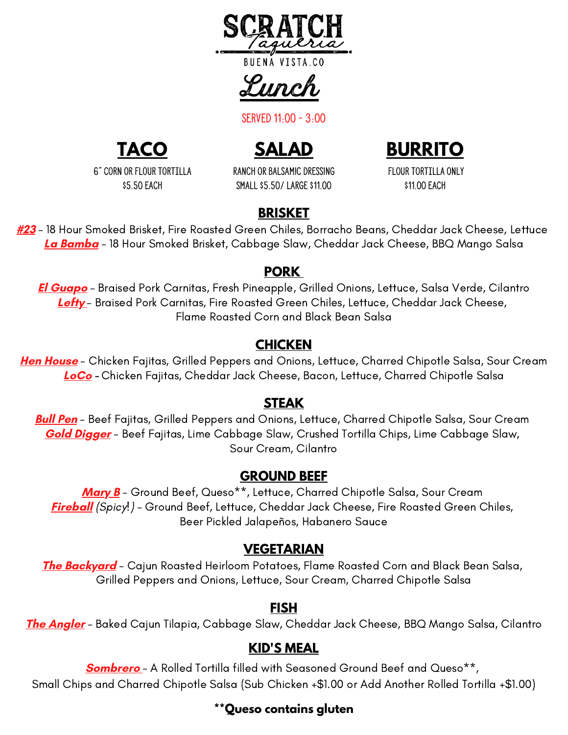# SCRATCH Taqueria

BUENA VISTA.CO

## Lunch

SERVED 11:00 - 3:00

## TACO

6" CORN OR FLOUR TORTILLA
$5.50 EACH

## SALAD

RANCH OR BALSAMIC DRESSING
SMALL $5.50/ LARGE $11.00

## BURRITO

FLOUR TORTILLA ONLY
$11.00 EACH

### BRISKET

***#23*** - 18 Hour Smoked Brisket, Fire Roasted Green Chiles, Borracho Beans, Cheddar Jack Cheese, Lettuce

***La Bamba*** - 18 Hour Smoked Brisket, Cabbage Slaw, Cheddar Jack Cheese, BBQ Mango Salsa

### PORK

***El Guapo*** - Braised Pork Carnitas, Fresh Pineapple, Grilled Onions, Lettuce, Salsa Verde, Cilantro

***Lefty*** - Braised Pork Carnitas, Fire Roasted Green Chiles, Lettuce, Cheddar Jack Cheese, Flame Roasted Corn and Black Bean Salsa

### CHICKEN

***Hen House*** - Chicken Fajitas, Grilled Peppers and Onions, Lettuce, Charred Chipotle Salsa, Sour Cream

***LoCo*** - Chicken Fajitas, Cheddar Jack Cheese, Bacon, Lettuce, Charred Chipotle Salsa

### STEAK

***Bull Pen*** - Beef Fajitas, Grilled Peppers and Onions, Lettuce, Charred Chipotle Salsa, Sour Cream

***Gold Digger*** - Beef Fajitas, Lime Cabbage Slaw, Crushed Tortilla Chips, Lime Cabbage Slaw, Sour Cream, Cilantro

### GROUND BEEF

***Mary B*** - Ground Beef, Queso**, Lettuce, Charred Chipotle Salsa, Sour Cream

***Fireball*** *(Spicy!)* - Ground Beef, Lettuce, Cheddar Jack Cheese, Fire Roasted Green Chiles, Beer Pickled Jalapeños, Habanero Sauce

### VEGETARIAN

***The Backyard*** - Cajun Roasted Heirloom Potatoes, Flame Roasted Corn and Black Bean Salsa, Grilled Peppers and Onions, Lettuce, Sour Cream, Charred Chipotle Salsa

### FISH

***The Angler*** - Baked Cajun Tilapia, Cabbage Slaw, Cheddar Jack Cheese, BBQ Mango Salsa, Cilantro

### KID'S MEAL

***Sombrero*** - A Rolled Tortilla filled with Seasoned Ground Beef and Queso**, Small Chips and Charred Chipotle Salsa (Sub Chicken +$1.00 or Add Another Rolled Tortilla +$1.00)

**\*\*Queso contains gluten**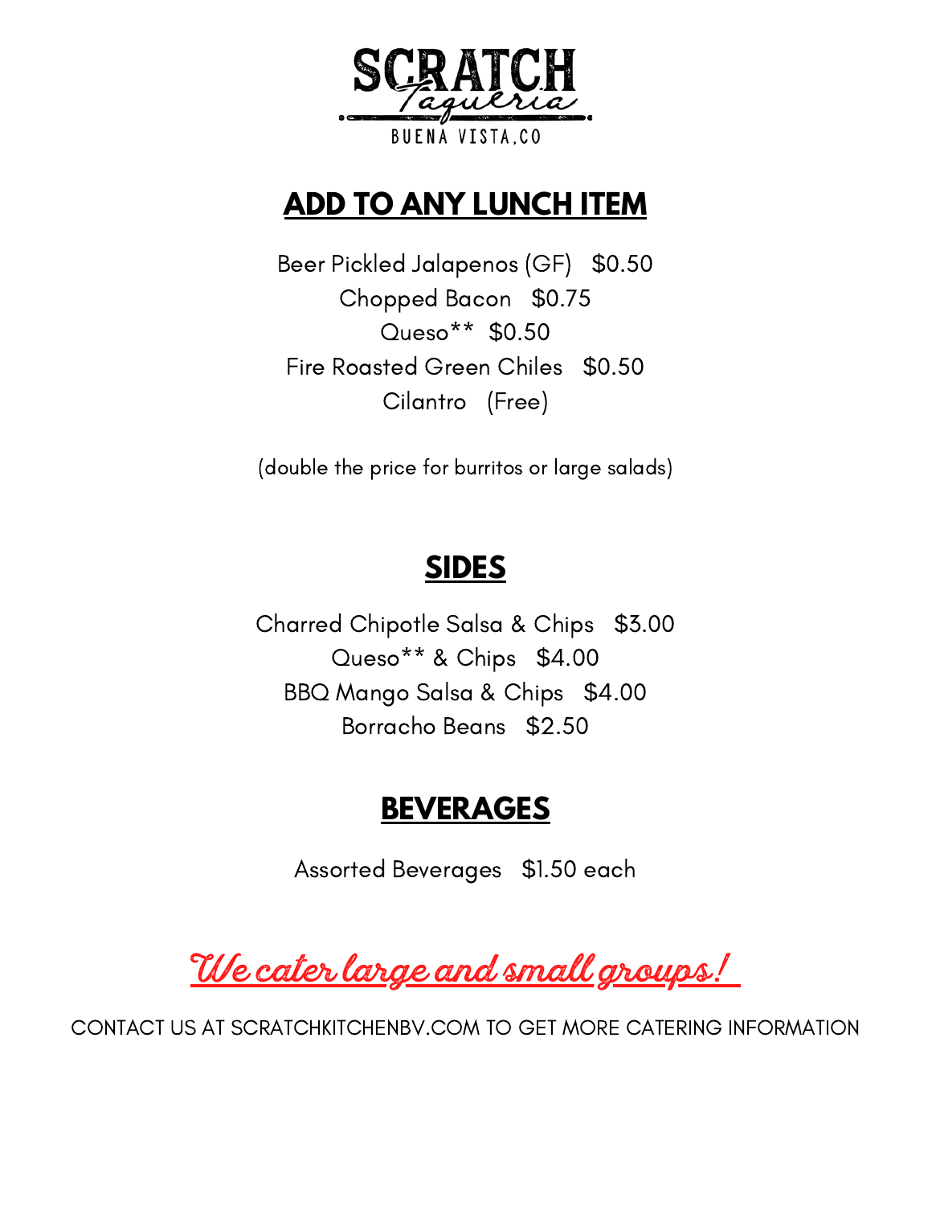SCRATCH Taqueria

BUENA VISTA, CO

## ADD TO ANY LUNCH ITEM

Beer Pickled Jalapenos (GF) $0.50
Chopped Bacon $0.75
Queso** $0.50
Fire Roasted Green Chiles $0.50
Cilantro (Free)

(double the price for burritos or large salads)

## SIDES

Charred Chipotle Salsa & Chips $3.00
Queso** & Chips $4.00
BBQ Mango Salsa & Chips $4.00
Borracho Beans $2.50

## BEVERAGES

Assorted Beverages $1.50 each

*We cater large and small groups!*

CONTACT US AT SCRATCHKITCHENBV.COM TO GET MORE CATERING INFORMATION